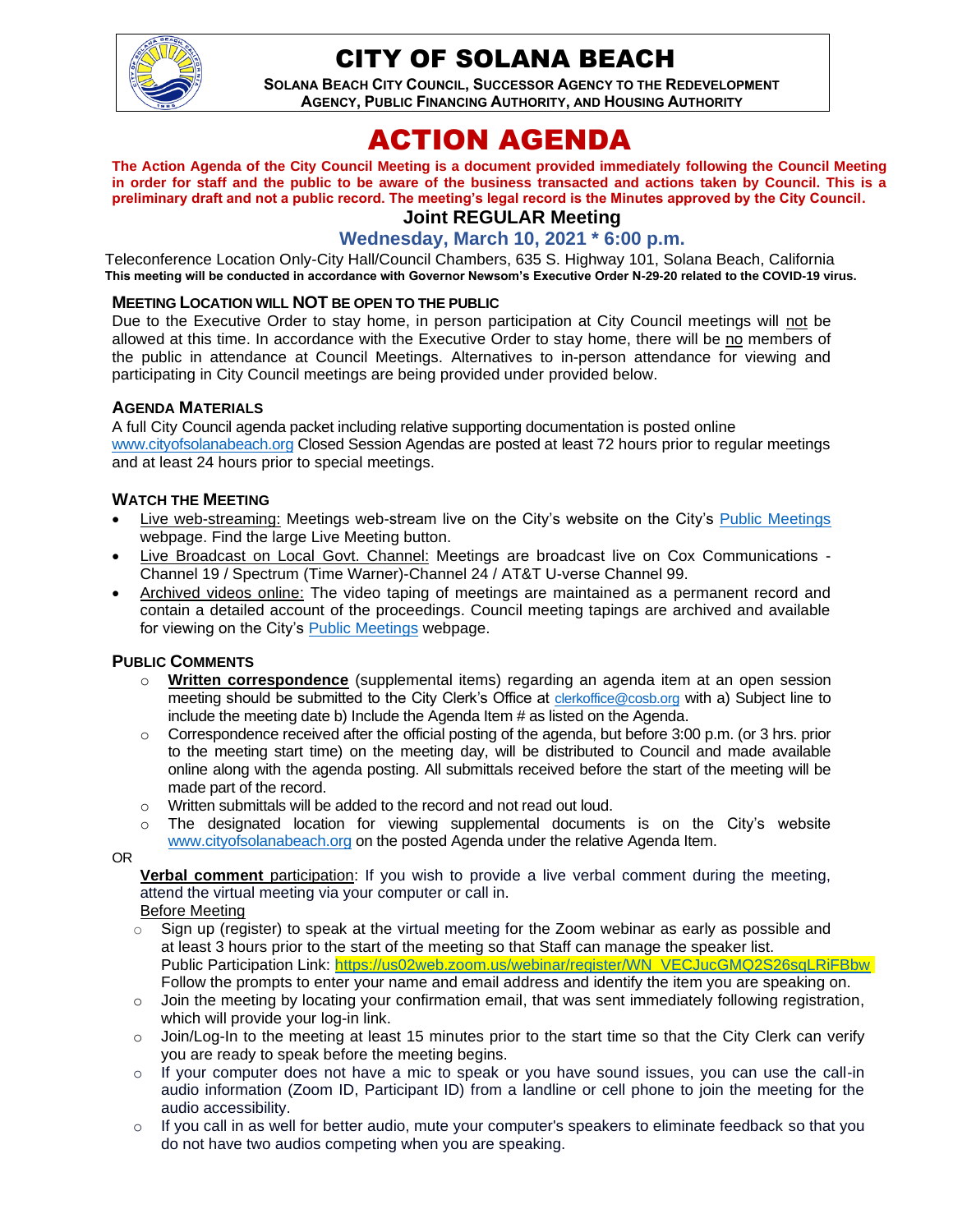# CITY OF SOLANA BEACH

**SOLANA BEACH CITY COUNCIL, SUCCESSOR AGENCY TO THE REDEVELOPMENT AGENCY, PUBLIC FINANCING AUTHORITY, AND HOUSING AUTHORITY**

# ACTION AGENDA

**The Action Agenda of the City Council Meeting is a document provided immediately following the Council Meeting in order for staff and the public to be aware of the business transacted and actions taken by Council. This is a preliminary draft and not a public record. The meeting's legal record is the Minutes approved by the City Council.**

## Joint REGULAR Meeting

### Wednesday, March 10, 2021 * 6:00 p.m.

Teleconference Location Only-City Hall/Council Chambers, 635 S. Highway 101, Solana Beach, California

**This meeting will be conducted in accordance with Governor Newsom's Executive Order N-29-20 related to the COVID-19 virus.**

#### MEETING LOCATION WILL NOT BE OPEN TO THE PUBLIC

Due to the Executive Order to stay home, in person participation at City Council meetings will not be allowed at this time. In accordance with the Executive Order to stay home, there will be no members of the public in attendance at Council Meetings. Alternatives to in-person attendance for viewing and participating in City Council meetings are being provided under provided below.

#### AGENDA MATERIALS

A full City Council agenda packet including relative supporting documentation is posted online www.cityofsolanabeach.org Closed Session Agendas are posted at least 72 hours prior to regular meetings and at least 24 hours prior to special meetings.

#### WATCH THE MEETING

- Live web-streaming: Meetings web-stream live on the City's website on the City's Public Meetings webpage. Find the large Live Meeting button.
- Live Broadcast on Local Govt. Channel: Meetings are broadcast live on Cox Communications - Channel 19 / Spectrum (Time Warner)-Channel 24 / AT&T U-verse Channel 99.
- Archived videos online: The video taping of meetings are maintained as a permanent record and contain a detailed account of the proceedings. Council meeting tapings are archived and available for viewing on the City's Public Meetings webpage.

#### PUBLIC COMMENTS

- **Written correspondence** (supplemental items) regarding an agenda item at an open session meeting should be submitted to the City Clerk's Office at clerkoffice@cosb.org with a) Subject line to include the meeting date b) Include the Agenda Item # as listed on the Agenda.
- Correspondence received after the official posting of the agenda, but before 3:00 p.m. (or 3 hrs. prior to the meeting start time) on the meeting day, will be distributed to Council and made available online along with the agenda posting. All submittals received before the start of the meeting will be made part of the record.
- Written submittals will be added to the record and not read out loud.
- The designated location for viewing supplemental documents is on the City's website www.cityofsolanabeach.org on the posted Agenda under the relative Agenda Item.

OR

**Verbal comment** participation: If you wish to provide a live verbal comment during the meeting, attend the virtual meeting via your computer or call in.

Before Meeting

- Sign up (register) to speak at the virtual meeting for the Zoom webinar as early as possible and at least 3 hours prior to the start of the meeting so that Staff can manage the speaker list. Public Participation Link: https://us02web.zoom.us/webinar/register/WN_VECJucGMQ2S26sqLRiFBbw Follow the prompts to enter your name and email address and identify the item you are speaking on.
- Join the meeting by locating your confirmation email, that was sent immediately following registration, which will provide your log-in link.
- Join/Log-In to the meeting at least 15 minutes prior to the start time so that the City Clerk can verify you are ready to speak before the meeting begins.
- If your computer does not have a mic to speak or you have sound issues, you can use the call-in audio information (Zoom ID, Participant ID) from a landline or cell phone to join the meeting for the audio accessibility.
- If you call in as well for better audio, mute your computer's speakers to eliminate feedback so that you do not have two audios competing when you are speaking.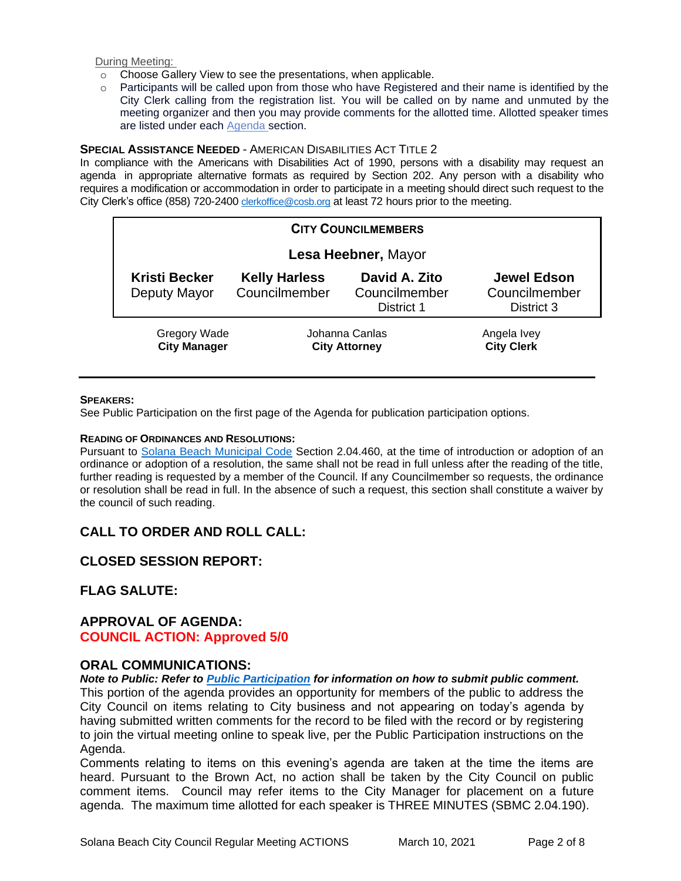During Meeting:

- Choose Gallery View to see the presentations, when applicable.
- Participants will be called upon from those who have Registered and their name is identified by the City Clerk calling from the registration list. You will be called on by name and unmuted by the meeting organizer and then you may provide comments for the allotted time. Allotted speaker times are listed under each Agenda section.

**SPECIAL ASSISTANCE NEEDED** - AMERICAN DISABILITIES ACT TITLE 2

In compliance with the Americans with Disabilities Act of 1990, persons with a disability may request an agenda in appropriate alternative formats as required by Section 202. Any person with a disability who requires a modification or accommodation in order to participate in a meeting should direct such request to the City Clerk's office (858) 720-2400 clerkoffice@cosb.org at least 72 hours prior to the meeting.

**CITY COUNCILMEMBERS**

**Lesa Heebner,** Mayor

| **Kristi Becker** Deputy Mayor | **Kelly Harless** Councilmember | **David A. Zito** Councilmember District 1 | **Jewel Edson** Councilmember District 3 |
|---|---|---|---|

| Gregory Wade **City Manager** | Johanna Canlas **City Attorney** | Angela Ivey **City Clerk** |
|---|---|---|

**SPEAKERS:**

See Public Participation on the first page of the Agenda for publication participation options.

**READING OF ORDINANCES AND RESOLUTIONS:**

Pursuant to Solana Beach Municipal Code Section 2.04.460, at the time of introduction or adoption of an ordinance or adoption of a resolution, the same shall not be read in full unless after the reading of the title, further reading is requested by a member of the Council. If any Councilmember so requests, the ordinance or resolution shall be read in full. In the absence of such a request, this section shall constitute a waiver by the council of such reading.

## CALL TO ORDER AND ROLL CALL:

## CLOSED SESSION REPORT:

## FLAG SALUTE:

## APPROVAL OF AGENDA:

**COUNCIL ACTION: Approved 5/0**

## ORAL COMMUNICATIONS:

***Note to Public: Refer to Public Participation for information on how to submit public comment.***

This portion of the agenda provides an opportunity for members of the public to address the City Council on items relating to City business and not appearing on today's agenda by having submitted written comments for the record to be filed with the record or by registering to join the virtual meeting online to speak live, per the Public Participation instructions on the Agenda.

Comments relating to items on this evening's agenda are taken at the time the items are heard. Pursuant to the Brown Act, no action shall be taken by the City Council on public comment items. Council may refer items to the City Manager for placement on a future agenda. The maximum time allotted for each speaker is THREE MINUTES (SBMC 2.04.190).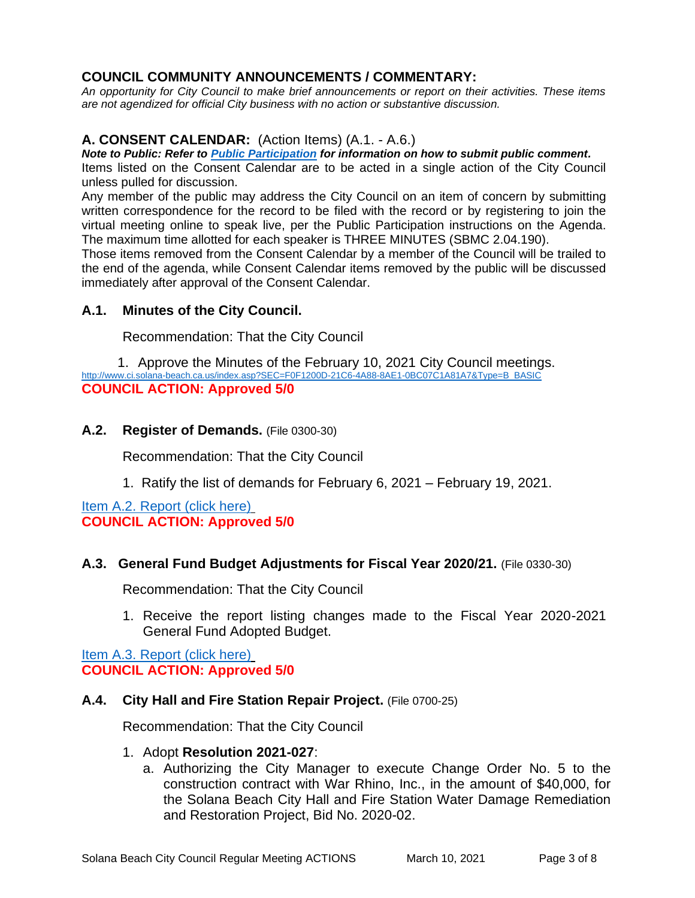## COUNCIL COMMUNITY ANNOUNCEMENTS / COMMENTARY:

*An opportunity for City Council to make brief announcements or report on their activities. These items are not agendized for official City business with no action or substantive discussion.*

## A. CONSENT CALENDAR: (Action Items) (A.1. - A.6.)

***Note to Public: Refer to Public Participation for information on how to submit public comment.***

Items listed on the Consent Calendar are to be acted in a single action of the City Council unless pulled for discussion.

Any member of the public may address the City Council on an item of concern by submitting written correspondence for the record to be filed with the record or by registering to join the virtual meeting online to speak live, per the Public Participation instructions on the Agenda. The maximum time allotted for each speaker is THREE MINUTES (SBMC 2.04.190).

Those items removed from the Consent Calendar by a member of the Council will be trailed to the end of the agenda, while Consent Calendar items removed by the public will be discussed immediately after approval of the Consent Calendar.

### A.1. Minutes of the City Council.

Recommendation: That the City Council

1. Approve the Minutes of the February 10, 2021 City Council meetings.

http://www.ci.solana-beach.ca.us/index.asp?SEC=F0F1200D-21C6-4A88-8AE1-0BC07C1A81A7&Type=B_BASIC

**COUNCIL ACTION: Approved 5/0**

### A.2. Register of Demands. (File 0300-30)

Recommendation: That the City Council

1. Ratify the list of demands for February 6, 2021 – February 19, 2021.

Item A.2. Report (click here)

**COUNCIL ACTION: Approved 5/0**

### A.3. General Fund Budget Adjustments for Fiscal Year 2020/21. (File 0330-30)

Recommendation: That the City Council

1. Receive the report listing changes made to the Fiscal Year 2020-2021 General Fund Adopted Budget.

Item A.3. Report (click here)

**COUNCIL ACTION: Approved 5/0**

### A.4. City Hall and Fire Station Repair Project. (File 0700-25)

Recommendation: That the City Council

1. Adopt **Resolution 2021-027**:
   a. Authorizing the City Manager to execute Change Order No. 5 to the construction contract with War Rhino, Inc., in the amount of $40,000, for the Solana Beach City Hall and Fire Station Water Damage Remediation and Restoration Project, Bid No. 2020-02.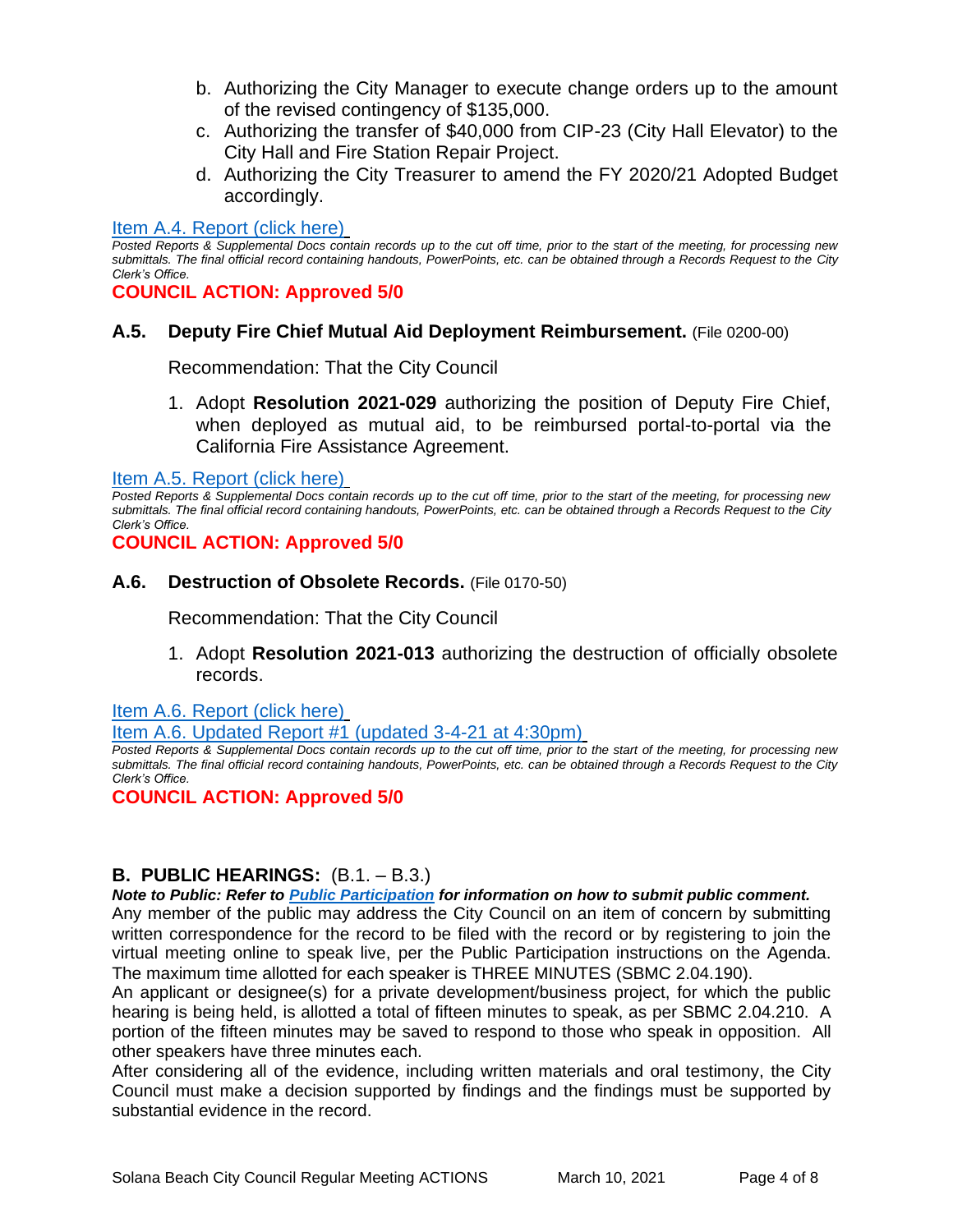b. Authorizing the City Manager to execute change orders up to the amount of the revised contingency of $135,000.
c. Authorizing the transfer of $40,000 from CIP-23 (City Hall Elevator) to the City Hall and Fire Station Repair Project.
d. Authorizing the City Treasurer to amend the FY 2020/21 Adopted Budget accordingly.

Item A.4. Report (click here)

*Posted Reports & Supplemental Docs contain records up to the cut off time, prior to the start of the meeting, for processing new submittals. The final official record containing handouts, PowerPoints, etc. can be obtained through a Records Request to the City Clerk's Office.*

**COUNCIL ACTION: Approved 5/0**

### A.5. Deputy Fire Chief Mutual Aid Deployment Reimbursement. (File 0200-00)

Recommendation: That the City Council

1. Adopt **Resolution 2021-029** authorizing the position of Deputy Fire Chief, when deployed as mutual aid, to be reimbursed portal-to-portal via the California Fire Assistance Agreement.

Item A.5. Report (click here)

*Posted Reports & Supplemental Docs contain records up to the cut off time, prior to the start of the meeting, for processing new submittals. The final official record containing handouts, PowerPoints, etc. can be obtained through a Records Request to the City Clerk's Office.*

**COUNCIL ACTION: Approved 5/0**

### A.6. Destruction of Obsolete Records. (File 0170-50)

Recommendation: That the City Council

1. Adopt **Resolution 2021-013** authorizing the destruction of officially obsolete records.

Item A.6. Report (click here)

Item A.6. Updated Report #1 (updated 3-4-21 at 4:30pm)

*Posted Reports & Supplemental Docs contain records up to the cut off time, prior to the start of the meeting, for processing new submittals. The final official record containing handouts, PowerPoints, etc. can be obtained through a Records Request to the City Clerk's Office.*

**COUNCIL ACTION: Approved 5/0**

## B. PUBLIC HEARINGS: (B.1. – B.3.)

***Note to Public: Refer to Public Participation for information on how to submit public comment.***

Any member of the public may address the City Council on an item of concern by submitting written correspondence for the record to be filed with the record or by registering to join the virtual meeting online to speak live, per the Public Participation instructions on the Agenda. The maximum time allotted for each speaker is THREE MINUTES (SBMC 2.04.190).

An applicant or designee(s) for a private development/business project, for which the public hearing is being held, is allotted a total of fifteen minutes to speak, as per SBMC 2.04.210. A portion of the fifteen minutes may be saved to respond to those who speak in opposition. All other speakers have three minutes each.

After considering all of the evidence, including written materials and oral testimony, the City Council must make a decision supported by findings and the findings must be supported by substantial evidence in the record.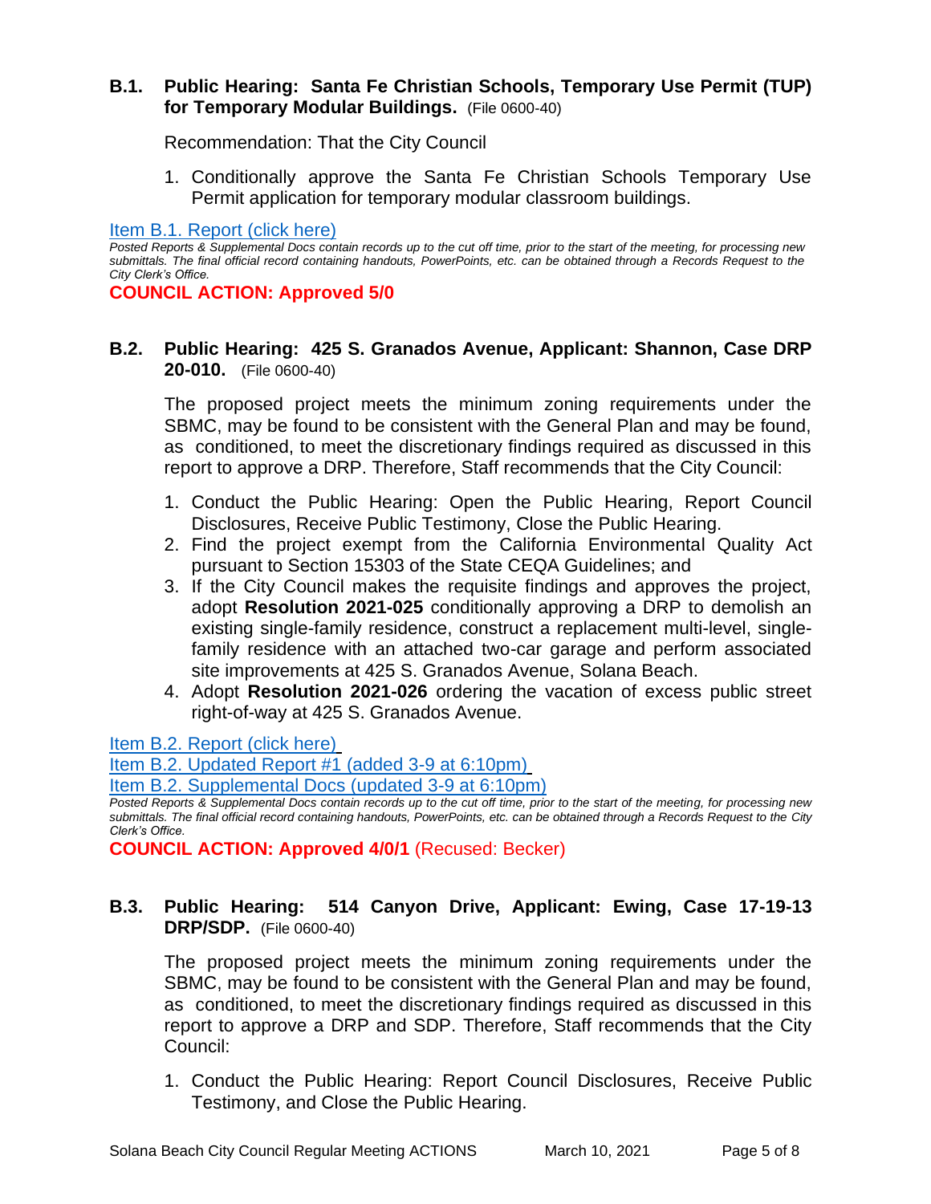### B.1. Public Hearing: Santa Fe Christian Schools, Temporary Use Permit (TUP) for Temporary Modular Buildings. (File 0600-40)

Recommendation: That the City Council

1. Conditionally approve the Santa Fe Christian Schools Temporary Use Permit application for temporary modular classroom buildings.

[Item B.1. Report (click here)]

*Posted Reports & Supplemental Docs contain records up to the cut off time, prior to the start of the meeting, for processing new submittals. The final official record containing handouts, PowerPoints, etc. can be obtained through a Records Request to the City Clerk's Office.*

**COUNCIL ACTION: Approved 5/0**

### B.2. Public Hearing: 425 S. Granados Avenue, Applicant: Shannon, Case DRP 20-010. (File 0600-40)

The proposed project meets the minimum zoning requirements under the SBMC, may be found to be consistent with the General Plan and may be found, as conditioned, to meet the discretionary findings required as discussed in this report to approve a DRP. Therefore, Staff recommends that the City Council:

1. Conduct the Public Hearing: Open the Public Hearing, Report Council Disclosures, Receive Public Testimony, Close the Public Hearing.
2. Find the project exempt from the California Environmental Quality Act pursuant to Section 15303 of the State CEQA Guidelines; and
3. If the City Council makes the requisite findings and approves the project, adopt **Resolution 2021-025** conditionally approving a DRP to demolish an existing single-family residence, construct a replacement multi-level, single-family residence with an attached two-car garage and perform associated site improvements at 425 S. Granados Avenue, Solana Beach.
4. Adopt **Resolution 2021-026** ordering the vacation of excess public street right-of-way at 425 S. Granados Avenue.

[Item B.2. Report (click here)]
[Item B.2. Updated Report #1 (added 3-9 at 6:10pm)]
[Item B.2. Supplemental Docs (updated 3-9 at 6:10pm)]

*Posted Reports & Supplemental Docs contain records up to the cut off time, prior to the start of the meeting, for processing new submittals. The final official record containing handouts, PowerPoints, etc. can be obtained through a Records Request to the City Clerk's Office.*

**COUNCIL ACTION: Approved 4/0/1** (Recused: Becker)

### B.3. Public Hearing: 514 Canyon Drive, Applicant: Ewing, Case 17-19-13 DRP/SDP. (File 0600-40)

The proposed project meets the minimum zoning requirements under the SBMC, may be found to be consistent with the General Plan and may be found, as conditioned, to meet the discretionary findings required as discussed in this report to approve a DRP and SDP. Therefore, Staff recommends that the City Council:

1. Conduct the Public Hearing: Report Council Disclosures, Receive Public Testimony, and Close the Public Hearing.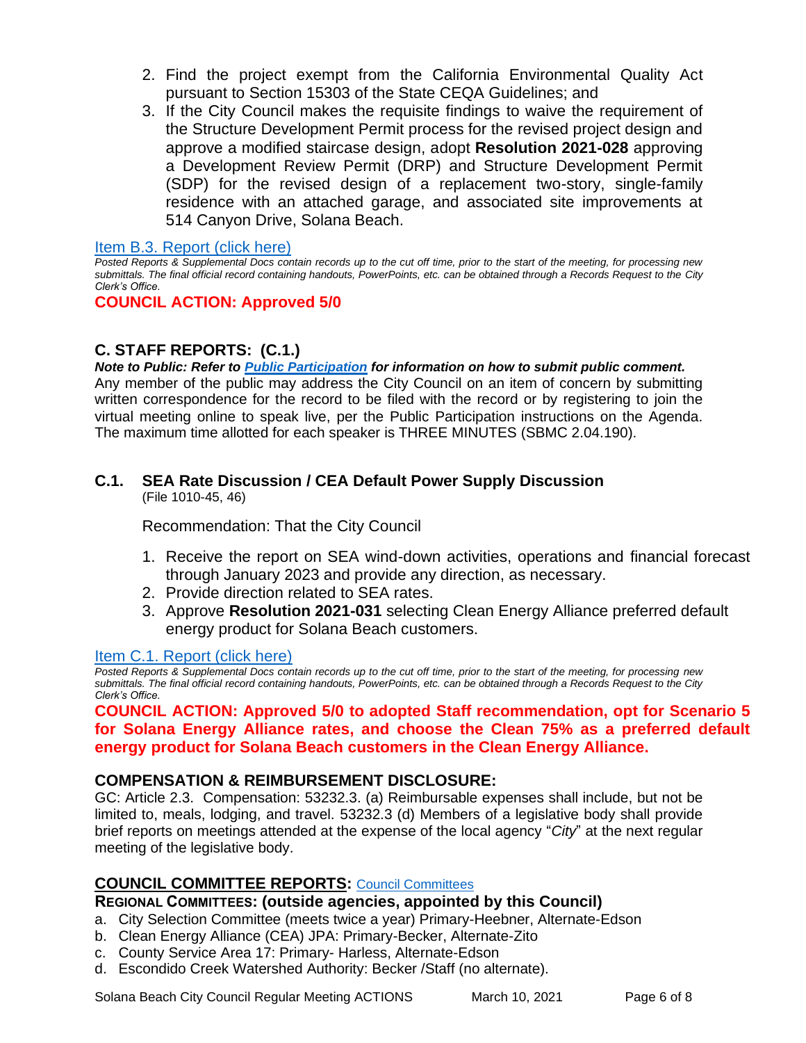2. Find the project exempt from the California Environmental Quality Act pursuant to Section 15303 of the State CEQA Guidelines; and
3. If the City Council makes the requisite findings to waive the requirement of the Structure Development Permit process for the revised project design and approve a modified staircase design, adopt **Resolution 2021-028** approving a Development Review Permit (DRP) and Structure Development Permit (SDP) for the revised design of a replacement two-story, single-family residence with an attached garage, and associated site improvements at 514 Canyon Drive, Solana Beach.

[Item B.3. Report (click here)]

*Posted Reports & Supplemental Docs contain records up to the cut off time, prior to the start of the meeting, for processing new submittals. The final official record containing handouts, PowerPoints, etc. can be obtained through a Records Request to the City Clerk's Office.*

**COUNCIL ACTION: Approved 5/0**

## C. STAFF REPORTS: (C.1.)

***Note to Public: Refer to [Public Participation] for information on how to submit public comment.***

Any member of the public may address the City Council on an item of concern by submitting written correspondence for the record to be filed with the record or by registering to join the virtual meeting online to speak live, per the Public Participation instructions on the Agenda. The maximum time allotted for each speaker is THREE MINUTES (SBMC 2.04.190).

### C.1. SEA Rate Discussion / CEA Default Power Supply Discussion

(File 1010-45, 46)

Recommendation: That the City Council

1. Receive the report on SEA wind-down activities, operations and financial forecast through January 2023 and provide any direction, as necessary.
2. Provide direction related to SEA rates.
3. Approve **Resolution 2021-031** selecting Clean Energy Alliance preferred default energy product for Solana Beach customers.

[Item C.1. Report (click here)]

*Posted Reports & Supplemental Docs contain records up to the cut off time, prior to the start of the meeting, for processing new submittals. The final official record containing handouts, PowerPoints, etc. can be obtained through a Records Request to the City Clerk's Office.*

**COUNCIL ACTION: Approved 5/0 to adopted Staff recommendation, opt for Scenario 5 for Solana Energy Alliance rates, and choose the Clean 75% as a preferred default energy product for Solana Beach customers in the Clean Energy Alliance.**

## COMPENSATION & REIMBURSEMENT DISCLOSURE:

GC: Article 2.3. Compensation: 53232.3. (a) Reimbursable expenses shall include, but not be limited to, meals, lodging, and travel. 53232.3 (d) Members of a legislative body shall provide brief reports on meetings attended at the expense of the local agency "*City*" at the next regular meeting of the legislative body.

## COUNCIL COMMITTEE REPORTS: [Council Committees]

**REGIONAL COMMITTEES: (outside agencies, appointed by this Council)**

a. City Selection Committee (meets twice a year) Primary-Heebner, Alternate-Edson
b. Clean Energy Alliance (CEA) JPA: Primary-Becker, Alternate-Zito
c. County Service Area 17: Primary- Harless, Alternate-Edson
d. Escondido Creek Watershed Authority: Becker /Staff (no alternate).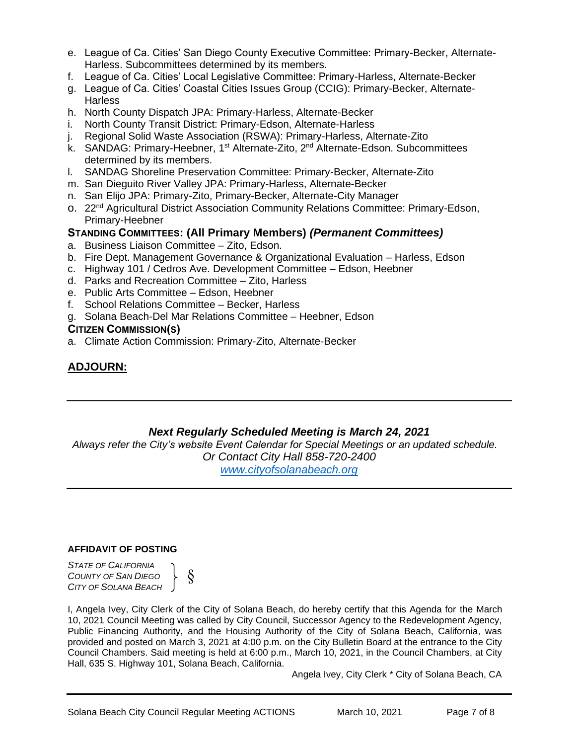e. League of Ca. Cities' San Diego County Executive Committee: Primary-Becker, Alternate-Harless. Subcommittees determined by its members.
f. League of Ca. Cities' Local Legislative Committee: Primary-Harless, Alternate-Becker
g. League of Ca. Cities' Coastal Cities Issues Group (CCIG): Primary-Becker, Alternate-Harless
h. North County Dispatch JPA: Primary-Harless, Alternate-Becker
i. North County Transit District: Primary-Edson, Alternate-Harless
j. Regional Solid Waste Association (RSWA): Primary-Harless, Alternate-Zito
k. SANDAG: Primary-Heebner, 1st Alternate-Zito, 2nd Alternate-Edson. Subcommittees determined by its members.
l. SANDAG Shoreline Preservation Committee: Primary-Becker, Alternate-Zito
m. San Dieguito River Valley JPA: Primary-Harless, Alternate-Becker
n. San Elijo JPA: Primary-Zito, Primary-Becker, Alternate-City Manager
o. 22nd Agricultural District Association Community Relations Committee: Primary-Edson, Primary-Heebner

**STANDING COMMITTEES: (All Primary Members)** ***(Permanent Committees)***

a. Business Liaison Committee – Zito, Edson.
b. Fire Dept. Management Governance & Organizational Evaluation – Harless, Edson
c. Highway 101 / Cedros Ave. Development Committee – Edson, Heebner
d. Parks and Recreation Committee – Zito, Harless
e. Public Arts Committee – Edson, Heebner
f. School Relations Committee – Becker, Harless
g. Solana Beach-Del Mar Relations Committee – Heebner, Edson

**CITIZEN COMMISSION(S)**

a. Climate Action Commission: Primary-Zito, Alternate-Becker

## ADJOURN:

---

***Next Regularly Scheduled Meeting is March 24, 2021***

*Always refer the City's website Event Calendar for Special Meetings or an updated schedule.*
*Or Contact City Hall 858-720-2400*
*www.cityofsolanabeach.org*

---

**AFFIDAVIT OF POSTING**

*STATE OF CALIFORNIA*
*COUNTY OF SAN DIEGO* } §
*CITY OF SOLANA BEACH*

I, Angela Ivey, City Clerk of the City of Solana Beach, do hereby certify that this Agenda for the March 10, 2021 Council Meeting was called by City Council, Successor Agency to the Redevelopment Agency, Public Financing Authority, and the Housing Authority of the City of Solana Beach, California, was provided and posted on March 3, 2021 at 4:00 p.m. on the City Bulletin Board at the entrance to the City Council Chambers. Said meeting is held at 6:00 p.m., March 10, 2021, in the Council Chambers, at City Hall, 635 S. Highway 101, Solana Beach, California.

Angela Ivey, City Clerk * City of Solana Beach, CA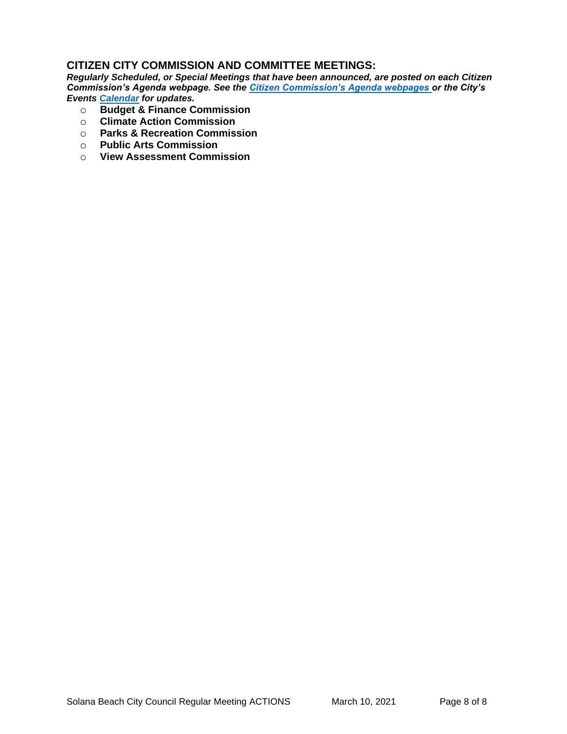## CITIZEN CITY COMMISSION AND COMMITTEE MEETINGS:

***Regularly Scheduled, or Special Meetings that have been announced, are posted on each Citizen Commission's Agenda webpage. See the Citizen Commission's Agenda webpages or the City's Events Calendar for updates.***

- **Budget & Finance Commission**
- **Climate Action Commission**
- **Parks & Recreation Commission**
- **Public Arts Commission**
- **View Assessment Commission**